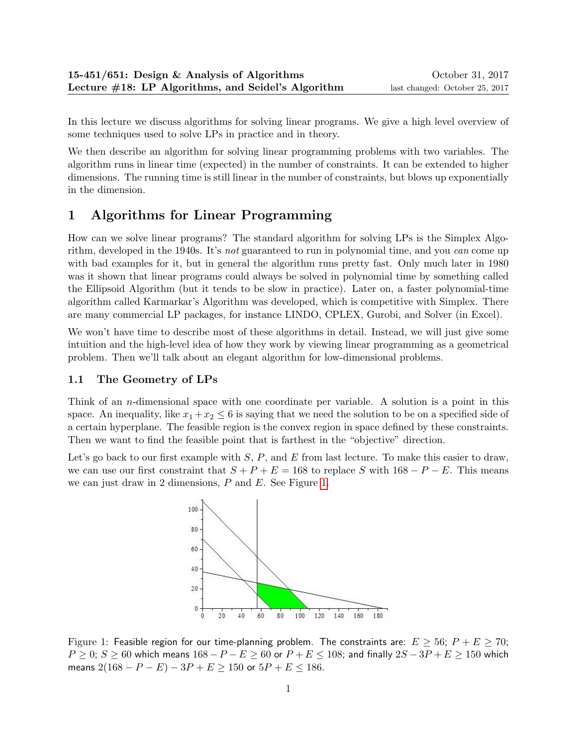**15-451/651: Design & Analysis of Algorithms** October 31, 2017
**Lecture #18: LP Algorithms, and Seidel's Algorithm** last changed: October 25, 2017

In this lecture we discuss algorithms for solving linear programs. We give a high level overview of some techniques used to solve LPs in practice and in theory.

We then describe an algorithm for solving linear programming problems with two variables. The algorithm runs in linear time (expected) in the number of constraints. It can be extended to higher dimensions. The running time is still linear in the number of constraints, but blows up exponentially in the dimension.

# 1 Algorithms for Linear Programming

How can we solve linear programs? The standard algorithm for solving LPs is the Simplex Algorithm, developed in the 1940s. It's *not* guaranteed to run in polynomial time, and you *can* come up with bad examples for it, but in general the algorithm runs pretty fast. Only much later in 1980 was it shown that linear programs could always be solved in polynomial time by something called the Ellipsoid Algorithm (but it tends to be slow in practice). Later on, a faster polynomial-time algorithm called Karmarkar's Algorithm was developed, which is competitive with Simplex. There are many commercial LP packages, for instance LINDO, CPLEX, Gurobi, and Solver (in Excel).

We won't have time to describe most of these algorithms in detail. Instead, we will just give some intuition and the high-level idea of how they work by viewing linear programming as a geometrical problem. Then we'll talk about an elegant algorithm for low-dimensional problems.

## 1.1 The Geometry of LPs

Think of an $n$-dimensional space with one coordinate per variable. A solution is a point in this space. An inequality, like $x_1 + x_2 \leq 6$ is saying that we need the solution to be on a specified side of a certain hyperplane. The feasible region is the convex region in space defined by these constraints. Then we want to find the feasible point that is farthest in the "objective" direction.

Let's go back to our first example with $S$, $P$, and $E$ from last lecture. To make this easier to draw, we can use our first constraint that $S + P + E = 168$ to replace $S$ with $168 - P - E$. This means we can just draw in 2 dimensions, $P$ and $E$. See Figure 1.

Figure 1: Feasible region for our time-planning problem. The constraints are: $E \geq 56$; $P + E \geq 70$; $P \geq 0$; $S \geq 60$ which means $168 - P - E \geq 60$ or $P + E \leq 108$; and finally $2S - 3P + E \geq 150$ which means $2(168 - P - E) - 3P + E \geq 150$ or $5P + E \leq 186$.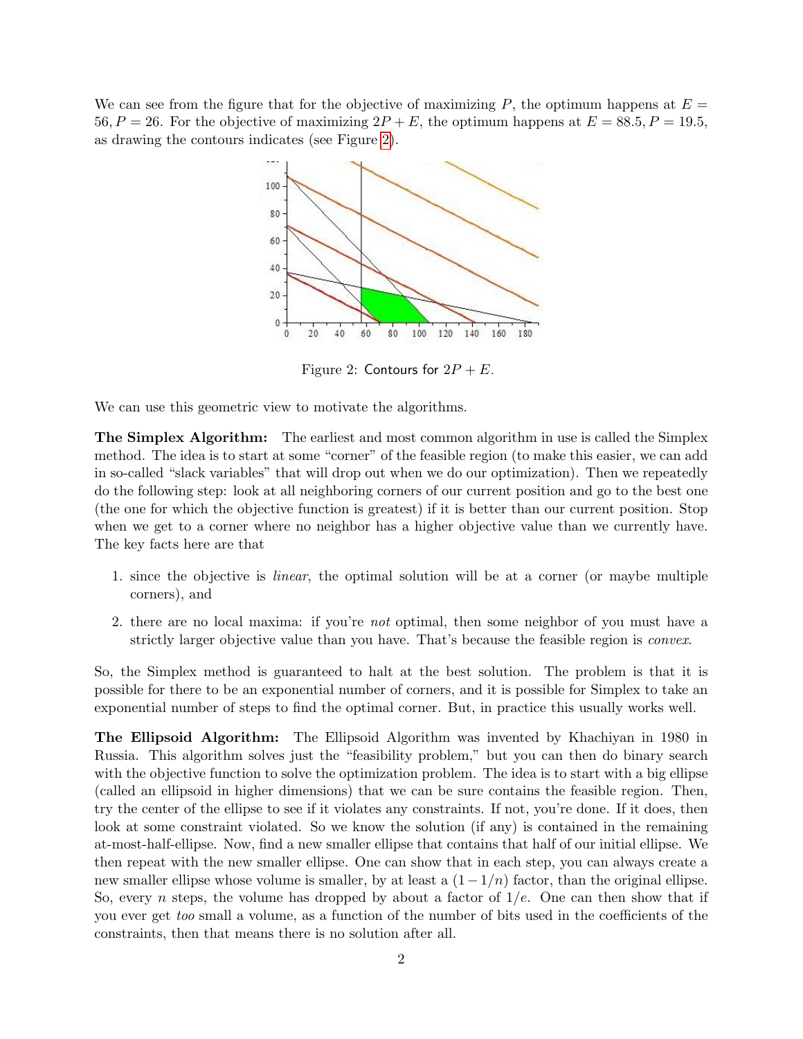We can see from the figure that for the objective of maximizing $P$, the optimum happens at $E = 56, P = 26$. For the objective of maximizing $2P + E$, the optimum happens at $E = 88.5, P = 19.5$, as drawing the contours indicates (see Figure 2).

Figure 2: Contours for $2P + E$.

We can use this geometric view to motivate the algorithms.

**The Simplex Algorithm:** The earliest and most common algorithm in use is called the Simplex method. The idea is to start at some "corner" of the feasible region (to make this easier, we can add in so-called "slack variables" that will drop out when we do our optimization). Then we repeatedly do the following step: look at all neighboring corners of our current position and go to the best one (the one for which the objective function is greatest) if it is better than our current position. Stop when we get to a corner where no neighbor has a higher objective value than we currently have. The key facts here are that

1. since the objective is *linear*, the optimal solution will be at a corner (or maybe multiple corners), and
2. there are no local maxima: if you're *not* optimal, then some neighbor of you must have a strictly larger objective value than you have. That's because the feasible region is *convex*.

So, the Simplex method is guaranteed to halt at the best solution. The problem is that it is possible for there to be an exponential number of corners, and it is possible for Simplex to take an exponential number of steps to find the optimal corner. But, in practice this usually works well.

**The Ellipsoid Algorithm:** The Ellipsoid Algorithm was invented by Khachiyan in 1980 in Russia. This algorithm solves just the "feasibility problem," but you can then do binary search with the objective function to solve the optimization problem. The idea is to start with a big ellipse (called an ellipsoid in higher dimensions) that we can be sure contains the feasible region. Then, try the center of the ellipse to see if it violates any constraints. If not, you're done. If it does, then look at some constraint violated. So we know the solution (if any) is contained in the remaining at-most-half-ellipse. Now, find a new smaller ellipse that contains that half of our initial ellipse. We then repeat with the new smaller ellipse. One can show that in each step, you can always create a new smaller ellipse whose volume is smaller, by at least a $(1 - 1/n)$ factor, than the original ellipse. So, every $n$ steps, the volume has dropped by about a factor of $1/e$. One can then show that if you ever get *too* small a volume, as a function of the number of bits used in the coefficients of the constraints, then that means there is no solution after all.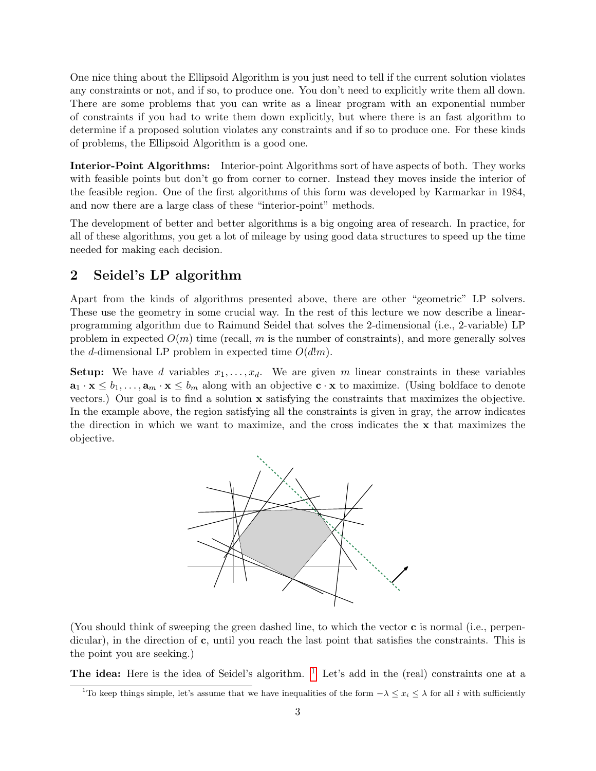One nice thing about the Ellipsoid Algorithm is you just need to tell if the current solution violates any constraints or not, and if so, to produce one. You don't need to explicitly write them all down. There are some problems that you can write as a linear program with an exponential number of constraints if you had to write them down explicitly, but where there is an fast algorithm to determine if a proposed solution violates any constraints and if so to produce one. For these kinds of problems, the Ellipsoid Algorithm is a good one.

**Interior-Point Algorithms:** Interior-point Algorithms sort of have aspects of both. They works with feasible points but don't go from corner to corner. Instead they moves inside the interior of the feasible region. One of the first algorithms of this form was developed by Karmarkar in 1984, and now there are a large class of these "interior-point" methods.

The development of better and better algorithms is a big ongoing area of research. In practice, for all of these algorithms, you get a lot of mileage by using good data structures to speed up the time needed for making each decision.

## 2 Seidel's LP algorithm

Apart from the kinds of algorithms presented above, there are other "geometric" LP solvers. These use the geometry in some crucial way. In the rest of this lecture we now describe a linear-programming algorithm due to Raimund Seidel that solves the 2-dimensional (i.e., 2-variable) LP problem in expected $O(m)$ time (recall, $m$ is the number of constraints), and more generally solves the $d$-dimensional LP problem in expected time $O(d!m)$.

**Setup:** We have $d$ variables $x_1, \ldots, x_d$. We are given $m$ linear constraints in these variables $\mathbf{a}_1 \cdot \mathbf{x} \leq b_1, \ldots, \mathbf{a}_m \cdot \mathbf{x} \leq b_m$ along with an objective $\mathbf{c} \cdot \mathbf{x}$ to maximize. (Using boldface to denote vectors.) Our goal is to find a solution $\mathbf{x}$ satisfying the constraints that maximizes the objective. In the example above, the region satisfying all the constraints is given in gray, the arrow indicates the direction in which we want to maximize, and the cross indicates the $\mathbf{x}$ that maximizes the objective.

(You should think of sweeping the green dashed line, to which the vector $\mathbf{c}$ is normal (i.e., perpendicular), in the direction of $\mathbf{c}$, until you reach the last point that satisfies the constraints. This is the point you are seeking.)

**The idea:** Here is the idea of Seidel's algorithm. [1] Let's add in the (real) constraints one at a

[1] To keep things simple, let's assume that we have inequalities of the form $-\lambda \leq x_i \leq \lambda$ for all $i$ with sufficiently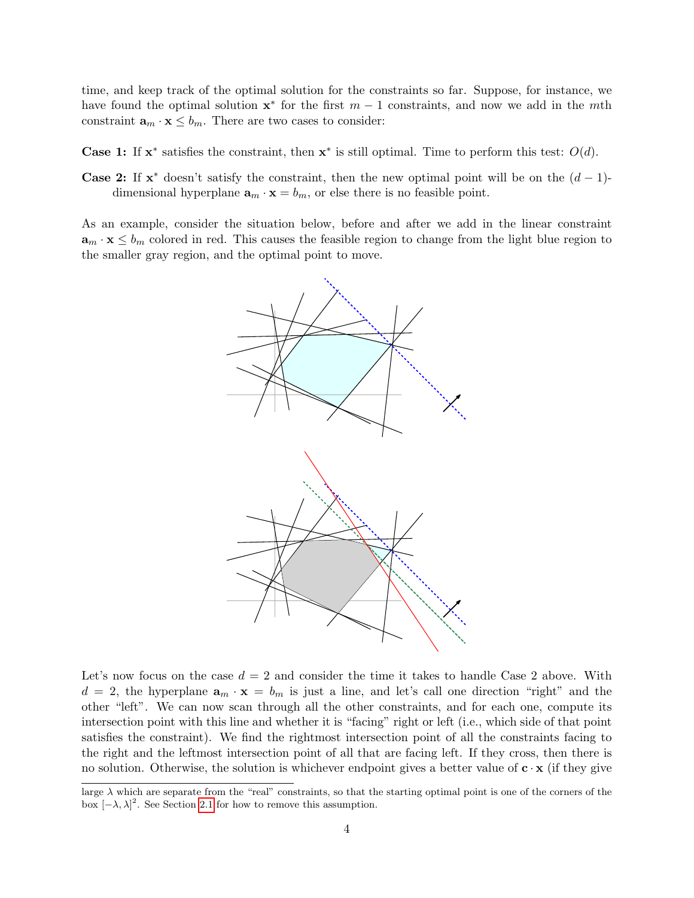time, and keep track of the optimal solution for the constraints so far. Suppose, for instance, we have found the optimal solution $\mathbf{x}^*$ for the first $m-1$ constraints, and now we add in the $m$th constraint $\mathbf{a}_m \cdot \mathbf{x} \leq b_m$. There are two cases to consider:

**Case 1:** If $\mathbf{x}^*$ satisfies the constraint, then $\mathbf{x}^*$ is still optimal. Time to perform this test: $O(d)$.

**Case 2:** If $\mathbf{x}^*$ doesn't satisfy the constraint, then the new optimal point will be on the $(d-1)$-dimensional hyperplane $\mathbf{a}_m \cdot \mathbf{x} = b_m$, or else there is no feasible point.

As an example, consider the situation below, before and after we add in the linear constraint $\mathbf{a}_m \cdot \mathbf{x} \leq b_m$ colored in red. This causes the feasible region to change from the light blue region to the smaller gray region, and the optimal point to move.

Let's now focus on the case $d = 2$ and consider the time it takes to handle Case 2 above. With $d = 2$, the hyperplane $\mathbf{a}_m \cdot \mathbf{x} = b_m$ is just a line, and let's call one direction "right" and the other "left". We can now scan through all the other constraints, and for each one, compute its intersection point with this line and whether it is "facing" right or left (i.e., which side of that point satisfies the constraint). We find the rightmost intersection point of all the constraints facing to the right and the leftmost intersection point of all that are facing left. If they cross, then there is no solution. Otherwise, the solution is whichever endpoint gives a better value of $\mathbf{c} \cdot \mathbf{x}$ (if they give

large $\lambda$ which are separate from the "real" constraints, so that the starting optimal point is one of the corners of the box $[-\lambda, \lambda]^2$. See Section 2.1 for how to remove this assumption.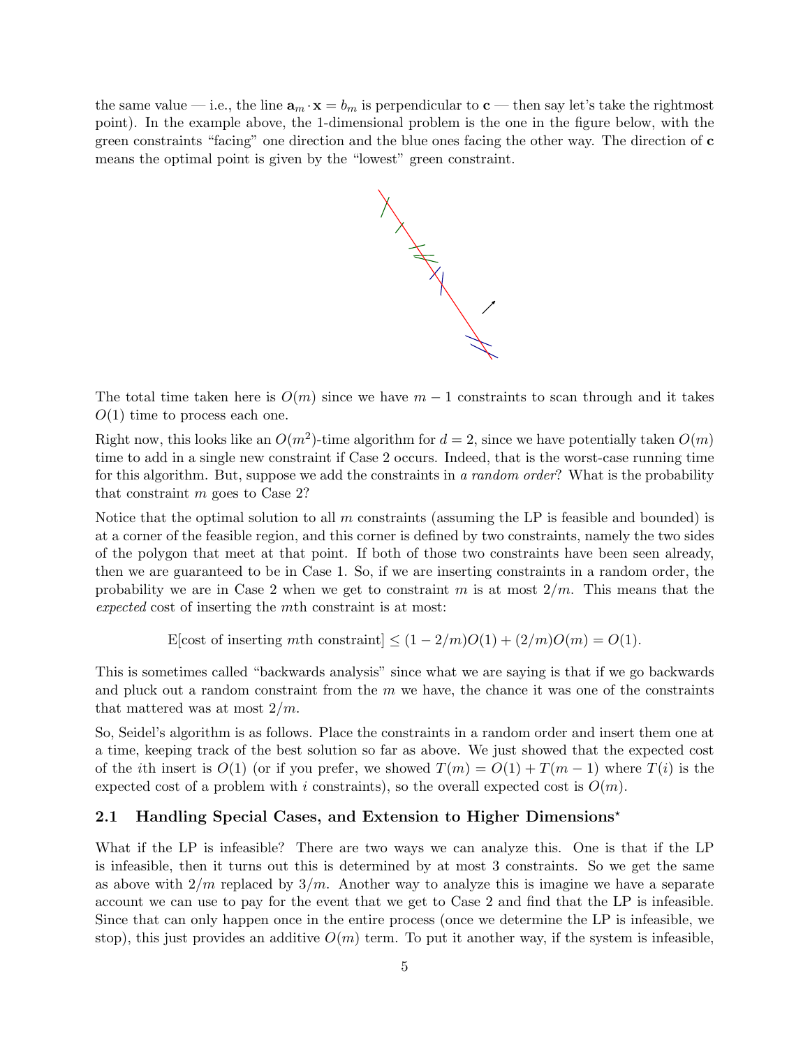the same value — i.e., the line $\mathbf{a}_m \cdot \mathbf{x} = b_m$ is perpendicular to $\mathbf{c}$ — then say let's take the rightmost point). In the example above, the 1-dimensional problem is the one in the figure below, with the green constraints "facing" one direction and the blue ones facing the other way. The direction of $\mathbf{c}$ means the optimal point is given by the "lowest" green constraint.

The total time taken here is $O(m)$ since we have $m - 1$ constraints to scan through and it takes $O(1)$ time to process each one.

Right now, this looks like an $O(m^2)$-time algorithm for $d = 2$, since we have potentially taken $O(m)$ time to add in a single new constraint if Case 2 occurs. Indeed, that is the worst-case running time for this algorithm. But, suppose we add the constraints in *a random order*? What is the probability that constraint $m$ goes to Case 2?

Notice that the optimal solution to all $m$ constraints (assuming the LP is feasible and bounded) is at a corner of the feasible region, and this corner is defined by two constraints, namely the two sides of the polygon that meet at that point. If both of those two constraints have been seen already, then we are guaranteed to be in Case 1. So, if we are inserting constraints in a random order, the probability we are in Case 2 when we get to constraint $m$ is at most $2/m$. This means that the *expected* cost of inserting the $m$th constraint is at most:

$$\mathrm{E}[\text{cost of inserting } m\text{th constraint}] \leq (1 - 2/m)O(1) + (2/m)O(m) = O(1).$$

This is sometimes called "backwards analysis" since what we are saying is that if we go backwards and pluck out a random constraint from the $m$ we have, the chance it was one of the constraints that mattered was at most $2/m$.

So, Seidel's algorithm is as follows. Place the constraints in a random order and insert them one at a time, keeping track of the best solution so far as above. We just showed that the expected cost of the $i$th insert is $O(1)$ (or if you prefer, we showed $T(m) = O(1) + T(m - 1)$ where $T(i)$ is the expected cost of a problem with $i$ constraints), so the overall expected cost is $O(m)$.

## 2.1 Handling Special Cases, and Extension to Higher Dimensions*

What if the LP is infeasible? There are two ways we can analyze this. One is that if the LP is infeasible, then it turns out this is determined by at most 3 constraints. So we get the same as above with $2/m$ replaced by $3/m$. Another way to analyze this is imagine we have a separate account we can use to pay for the event that we get to Case 2 and find that the LP is infeasible. Since that can only happen once in the entire process (once we determine the LP is infeasible, we stop), this just provides an additive $O(m)$ term. To put it another way, if the system is infeasible,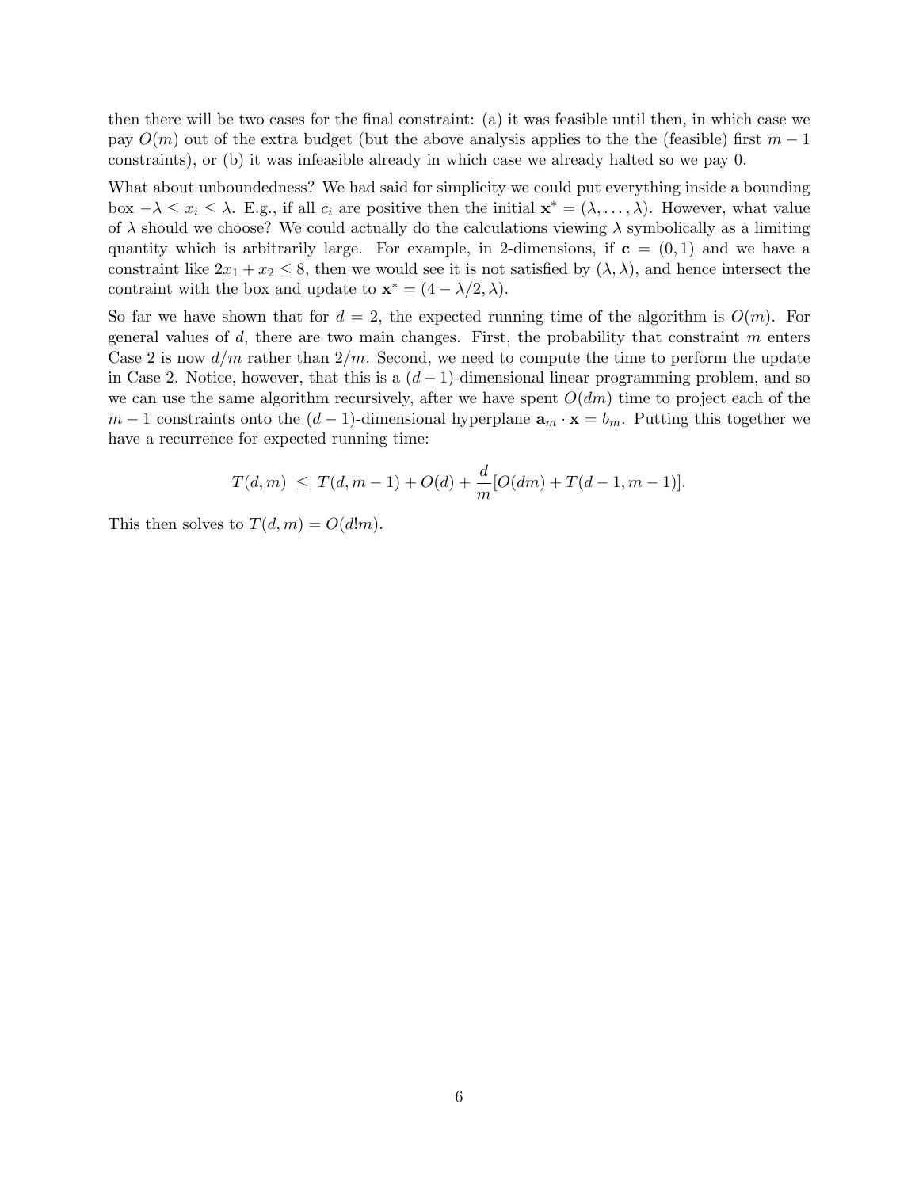then there will be two cases for the final constraint: (a) it was feasible until then, in which case we pay $O(m)$ out of the extra budget (but the above analysis applies to the the (feasible) first $m-1$ constraints), or (b) it was infeasible already in which case we already halted so we pay 0.

What about unboundedness? We had said for simplicity we could put everything inside a bounding box $-\lambda \leq x_i \leq \lambda$. E.g., if all $c_i$ are positive then the initial $\mathbf{x}^* = (\lambda, \ldots, \lambda)$. However, what value of $\lambda$ should we choose? We could actually do the calculations viewing $\lambda$ symbolically as a limiting quantity which is arbitrarily large. For example, in 2-dimensions, if $\mathbf{c} = (0, 1)$ and we have a constraint like $2x_1 + x_2 \leq 8$, then we would see it is not satisfied by $(\lambda, \lambda)$, and hence intersect the contraint with the box and update to $\mathbf{x}^* = (4 - \lambda/2, \lambda)$.

So far we have shown that for $d = 2$, the expected running time of the algorithm is $O(m)$. For general values of $d$, there are two main changes. First, the probability that constraint $m$ enters Case 2 is now $d/m$ rather than $2/m$. Second, we need to compute the time to perform the update in Case 2. Notice, however, that this is a $(d-1)$-dimensional linear programming problem, and so we can use the same algorithm recursively, after we have spent $O(dm)$ time to project each of the $m-1$ constraints onto the $(d-1)$-dimensional hyperplane $\mathbf{a}_m \cdot \mathbf{x} = b_m$. Putting this together we have a recurrence for expected running time:

$$T(d, m) \;\leq\; T(d, m-1) + O(d) + \frac{d}{m}[O(dm) + T(d-1, m-1)].$$

This then solves to $T(d, m) = O(d!m)$.